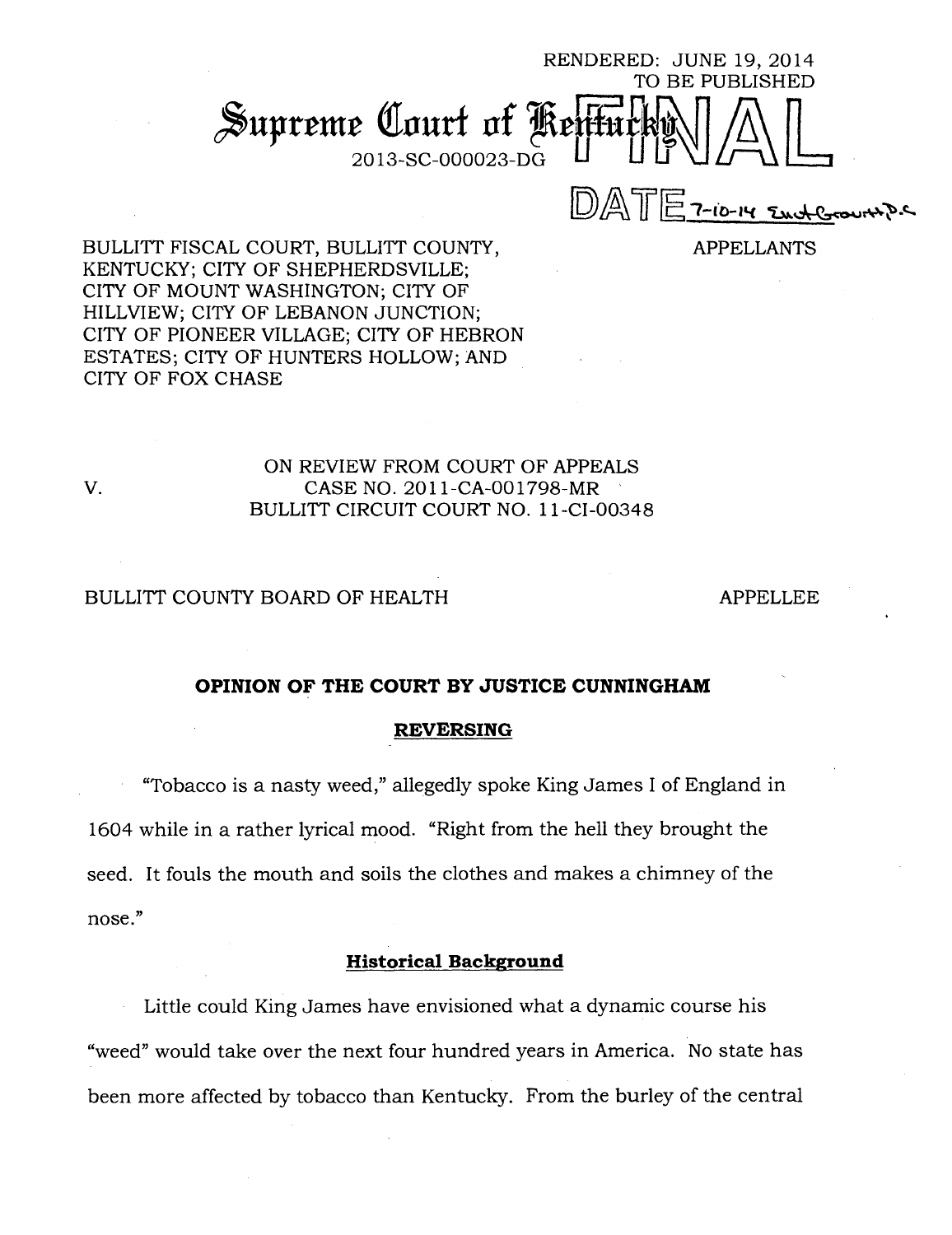RENDERED: JUNE 19, 2014
TO BE PUBLISHED

# Supreme Court of Kentucky

2013-SC-000023-DG

FINAL

DATE 7-10-14 Enact Grounds P.C.

BULLITT FISCAL COURT, BULLITT COUNTY, KENTUCKY; CITY OF SHEPHERDSVILLE; CITY OF MOUNT WASHINGTON; CITY OF HILLVIEW; CITY OF LEBANON JUNCTION; CITY OF PIONEER VILLAGE; CITY OF HEBRON ESTATES; CITY OF HUNTERS HOLLOW; AND CITY OF FOX CHASE — APPELLANTS

V.

ON REVIEW FROM COURT OF APPEALS
CASE NO. 2011-CA-001798-MR
BULLITT CIRCUIT COURT NO. 11-CI-00348

BULLITT COUNTY BOARD OF HEALTH — APPELLEE

## OPINION OF THE COURT BY JUSTICE CUNNINGHAM

## REVERSING

"Tobacco is a nasty weed," allegedly spoke King James I of England in 1604 while in a rather lyrical mood. "Right from the hell they brought the seed. It fouls the mouth and soils the clothes and makes a chimney of the nose."

### Historical Background

Little could King James have envisioned what a dynamic course his "weed" would take over the next four hundred years in America. No state has been more affected by tobacco than Kentucky. From the burley of the central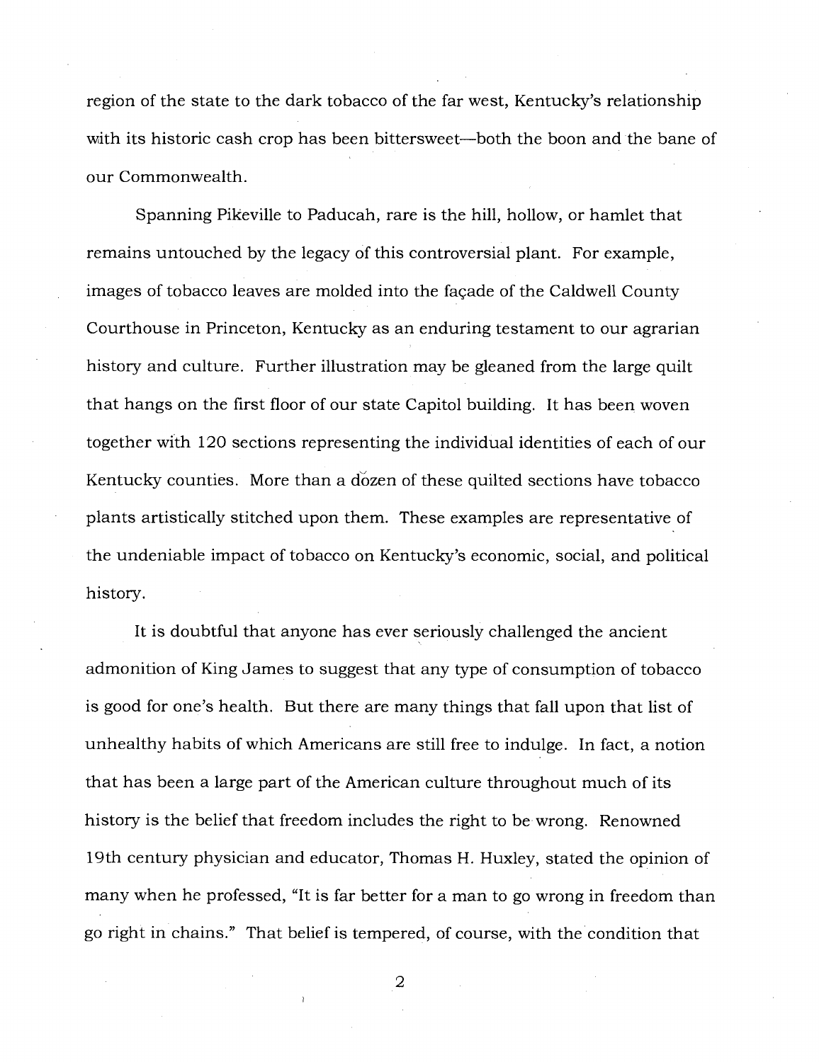region of the state to the dark tobacco of the far west, Kentucky's relationship with its historic cash crop has been bittersweet—both the boon and the bane of our Commonwealth.

Spanning Pikeville to Paducah, rare is the hill, hollow, or hamlet that remains untouched by the legacy of this controversial plant. For example, images of tobacco leaves are molded into the façade of the Caldwell County Courthouse in Princeton, Kentucky as an enduring testament to our agrarian history and culture. Further illustration may be gleaned from the large quilt that hangs on the first floor of our state Capitol building. It has been woven together with 120 sections representing the individual identities of each of our Kentucky counties. More than a dozen of these quilted sections have tobacco plants artistically stitched upon them. These examples are representative of the undeniable impact of tobacco on Kentucky's economic, social, and political history.

It is doubtful that anyone has ever seriously challenged the ancient admonition of King James to suggest that any type of consumption of tobacco is good for one's health. But there are many things that fall upon that list of unhealthy habits of which Americans are still free to indulge. In fact, a notion that has been a large part of the American culture throughout much of its history is the belief that freedom includes the right to be wrong. Renowned 19th century physician and educator, Thomas H. Huxley, stated the opinion of many when he professed, "It is far better for a man to go wrong in freedom than go right in chains." That belief is tempered, of course, with the condition that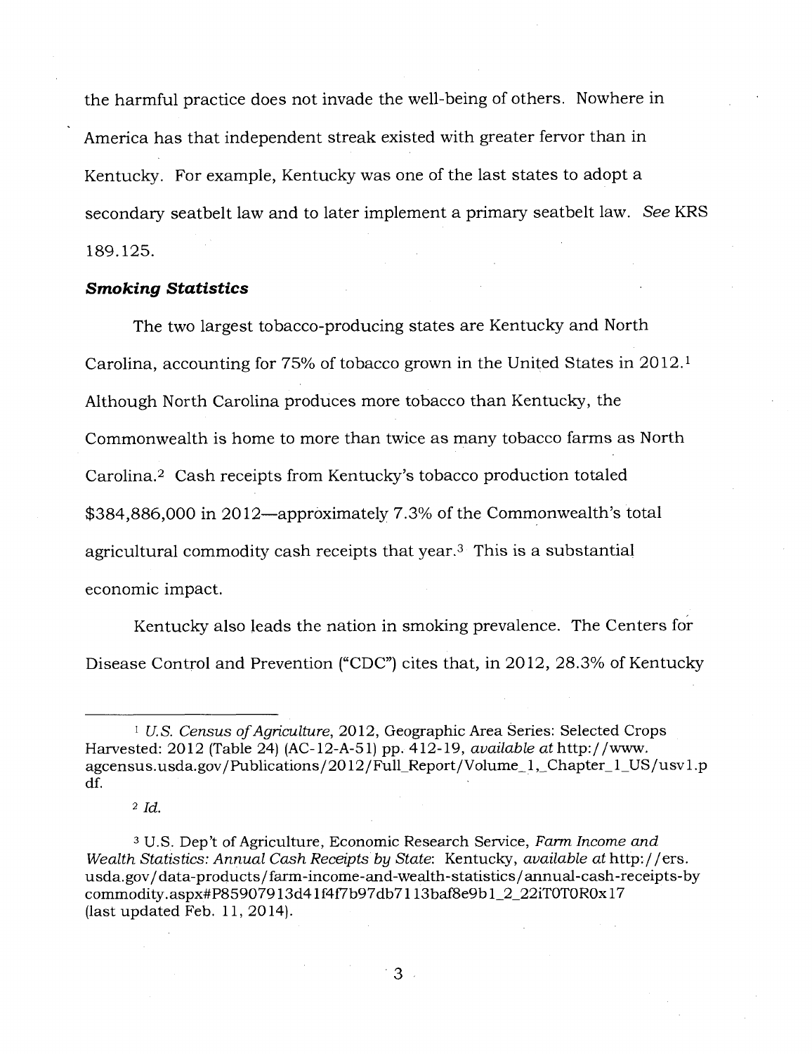the harmful practice does not invade the well-being of others. Nowhere in America has that independent streak existed with greater fervor than in Kentucky. For example, Kentucky was one of the last states to adopt a secondary seatbelt law and to later implement a primary seatbelt law. *See* KRS 189.125.

***Smoking Statistics***

The two largest tobacco-producing states are Kentucky and North Carolina, accounting for 75% of tobacco grown in the United States in 2012.[1] Although North Carolina produces more tobacco than Kentucky, the Commonwealth is home to more than twice as many tobacco farms as North Carolina.[2] Cash receipts from Kentucky's tobacco production totaled $384,886,000 in 2012—approximately 7.3% of the Commonwealth's total agricultural commodity cash receipts that year.[3] This is a substantial economic impact.

Kentucky also leads the nation in smoking prevalence. The Centers for Disease Control and Prevention ("CDC") cites that, in 2012, 28.3% of Kentucky

---

[1] *U.S. Census of Agriculture*, 2012, Geographic Area Series: Selected Crops Harvested: 2012 (Table 24) (AC-12-A-51) pp. 412-19, *available at* http://www.agcensus.usda.gov/Publications/2012/Full_Report/Volume_1,_Chapter_1_US/usv1.pdf.

[2] *Id.*

[3] U.S. Dep't of Agriculture, Economic Research Service, *Farm Income and Wealth Statistics: Annual Cash Receipts by State*: Kentucky, *available at* http://ers.usda.gov/data-products/farm-income-and-wealth-statistics/annual-cash-receipts-by commodity.aspx#P85907913d41f4f7b97db7113baf8e9b1_2_22iT0T0R0x17 (last updated Feb. 11, 2014).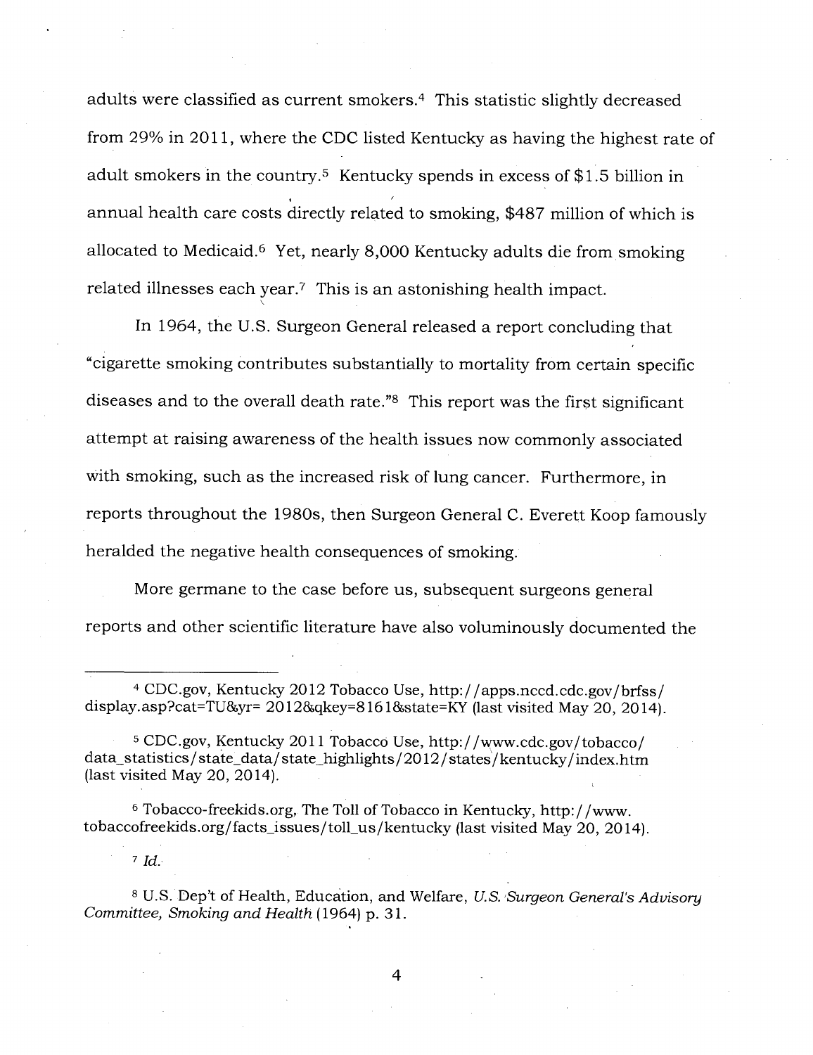adults were classified as current smokers.[4] This statistic slightly decreased from 29% in 2011, where the CDC listed Kentucky as having the highest rate of adult smokers in the country.[5] Kentucky spends in excess of $1.5 billion in annual health care costs directly related to smoking, $487 million of which is allocated to Medicaid.[6] Yet, nearly 8,000 Kentucky adults die from smoking related illnesses each year.[7] This is an astonishing health impact.

In 1964, the U.S. Surgeon General released a report concluding that "cigarette smoking contributes substantially to mortality from certain specific diseases and to the overall death rate."[8] This report was the first significant attempt at raising awareness of the health issues now commonly associated with smoking, such as the increased risk of lung cancer. Furthermore, in reports throughout the 1980s, then Surgeon General C. Everett Koop famously heralded the negative health consequences of smoking.

More germane to the case before us, subsequent surgeons general reports and other scientific literature have also voluminously documented the

---

[4] CDC.gov, Kentucky 2012 Tobacco Use, http://apps.nccd.cdc.gov/brfss/display.asp?cat=TU&yr= 2012&qkey=8161&state=KY (last visited May 20, 2014).

[5] CDC.gov, Kentucky 2011 Tobacco Use, http://www.cdc.gov/tobacco/data_statistics/state_data/state_highlights/2012/states/kentucky/index.htm (last visited May 20, 2014).

[6] Tobacco-freekids.org, The Toll of Tobacco in Kentucky, http://www.tobaccofreekids.org/facts_issues/toll_us/kentucky (last visited May 20, 2014).

[7] *Id.*

[8] U.S. Dep't of Health, Education, and Welfare, *U.S. Surgeon General's Advisory Committee, Smoking and Health* (1964) p. 31.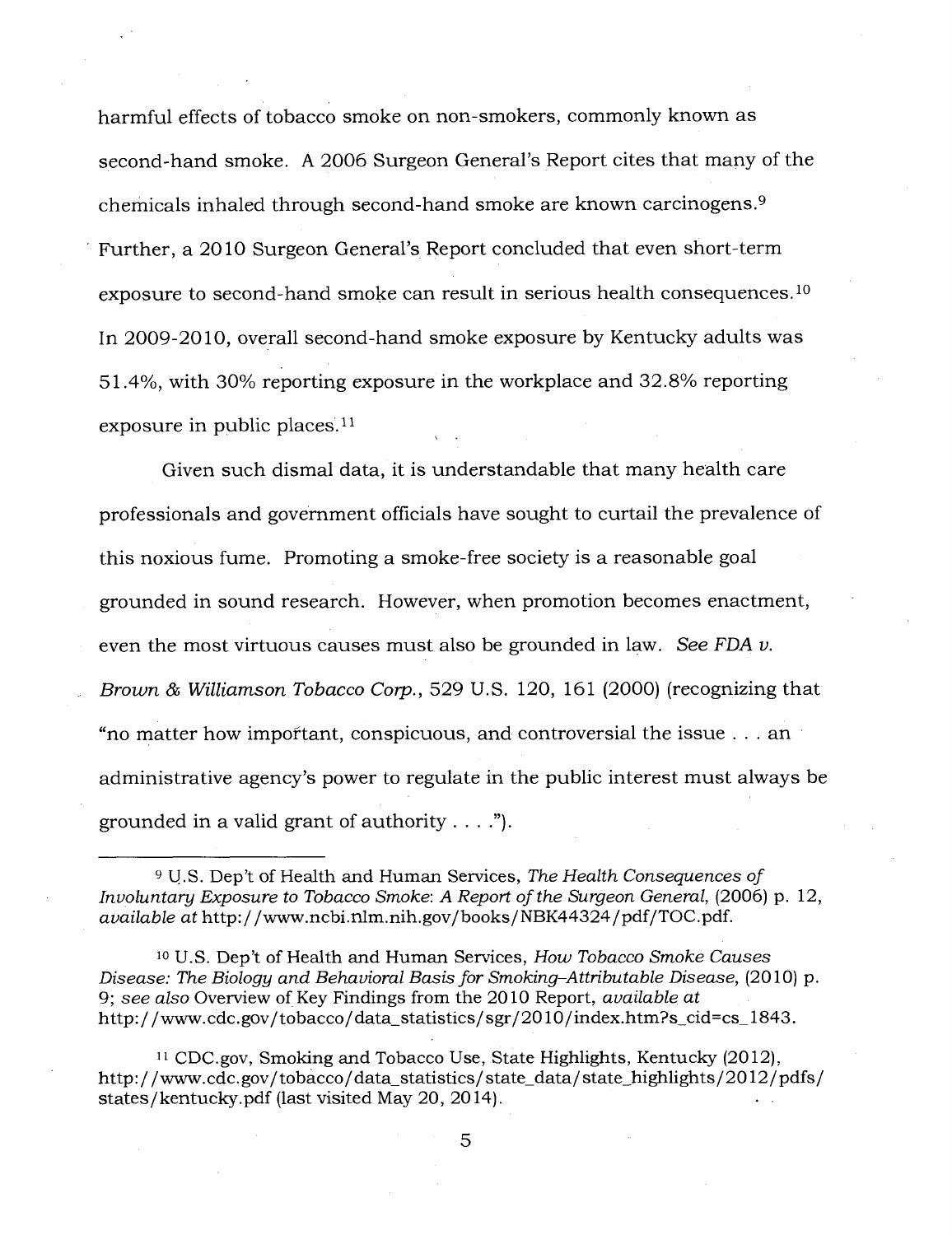harmful effects of tobacco smoke on non-smokers, commonly known as second-hand smoke. A 2006 Surgeon General's Report cites that many of the chemicals inhaled through second-hand smoke are known carcinogens.[9] Further, a 2010 Surgeon General's Report concluded that even short-term exposure to second-hand smoke can result in serious health consequences.[10] In 2009-2010, overall second-hand smoke exposure by Kentucky adults was 51.4%, with 30% reporting exposure in the workplace and 32.8% reporting exposure in public places.[11]

Given such dismal data, it is understandable that many health care professionals and government officials have sought to curtail the prevalence of this noxious fume. Promoting a smoke-free society is a reasonable goal grounded in sound research. However, when promotion becomes enactment, even the most virtuous causes must also be grounded in law. *See FDA v. Brown & Williamson Tobacco Corp.*, 529 U.S. 120, 161 (2000) (recognizing that "no matter how important, conspicuous, and controversial the issue . . . an administrative agency's power to regulate in the public interest must always be grounded in a valid grant of authority . . . .").

---

[9] U.S. Dep't of Health and Human Services, *The Health Consequences of Involuntary Exposure to Tobacco Smoke: A Report of the Surgeon General*, (2006) p. 12, *available at* http://www.ncbi.nlm.nih.gov/books/NBK44324/pdf/TOC.pdf.

[10] U.S. Dep't of Health and Human Services, *How Tobacco Smoke Causes Disease: The Biology and Behavioral Basis for Smoking-Attributable Disease*, (2010) p. 9; *see also* Overview of Key Findings from the 2010 Report, *available at* http://www.cdc.gov/tobacco/data_statistics/sgr/2010/index.htm?s_cid=cs_1843.

[11] CDC.gov, Smoking and Tobacco Use, State Highlights, Kentucky (2012), http://www.cdc.gov/tobacco/data_statistics/state_data/state_highlights/2012/pdfs/states/kentucky.pdf (last visited May 20, 2014).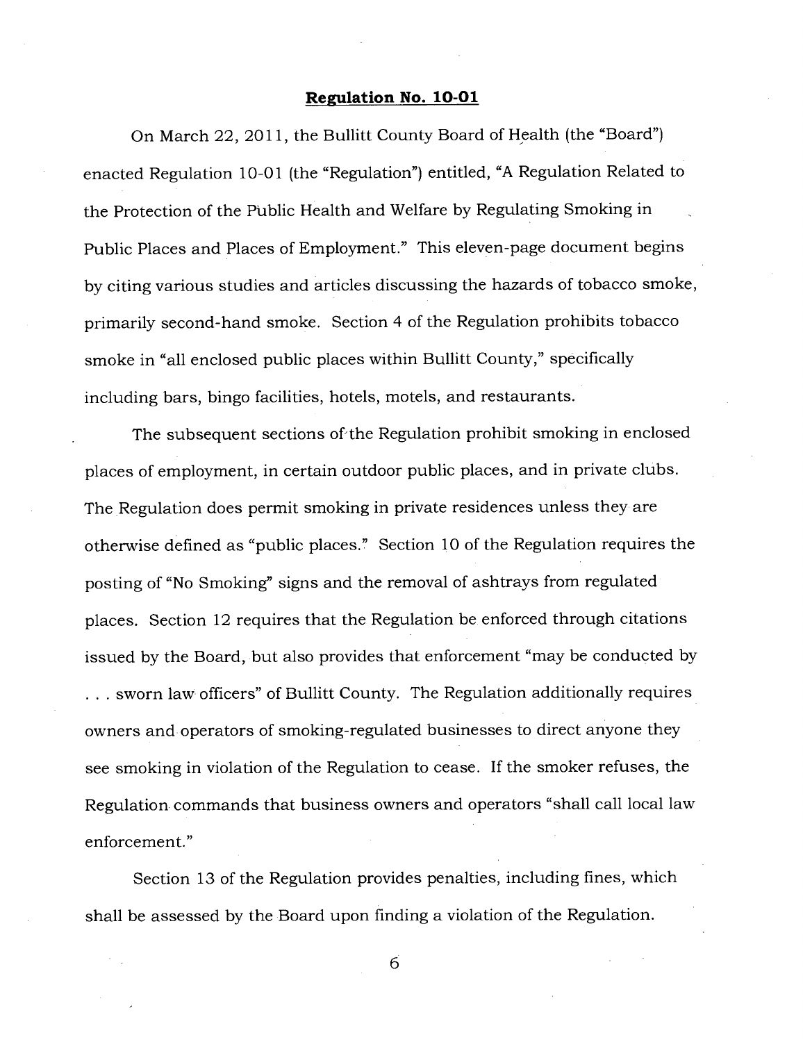**Regulation No. 10-01**

On March 22, 2011, the Bullitt County Board of Health (the "Board") enacted Regulation 10-01 (the "Regulation") entitled, "A Regulation Related to the Protection of the Public Health and Welfare by Regulating Smoking in Public Places and Places of Employment." This eleven-page document begins by citing various studies and articles discussing the hazards of tobacco smoke, primarily second-hand smoke. Section 4 of the Regulation prohibits tobacco smoke in "all enclosed public places within Bullitt County," specifically including bars, bingo facilities, hotels, motels, and restaurants.

The subsequent sections of the Regulation prohibit smoking in enclosed places of employment, in certain outdoor public places, and in private clubs. The Regulation does permit smoking in private residences unless they are otherwise defined as "public places." Section 10 of the Regulation requires the posting of "No Smoking" signs and the removal of ashtrays from regulated places. Section 12 requires that the Regulation be enforced through citations issued by the Board, but also provides that enforcement "may be conducted by . . . sworn law officers" of Bullitt County. The Regulation additionally requires owners and operators of smoking-regulated businesses to direct anyone they see smoking in violation of the Regulation to cease. If the smoker refuses, the Regulation commands that business owners and operators "shall call local law enforcement."

Section 13 of the Regulation provides penalties, including fines, which shall be assessed by the Board upon finding a violation of the Regulation.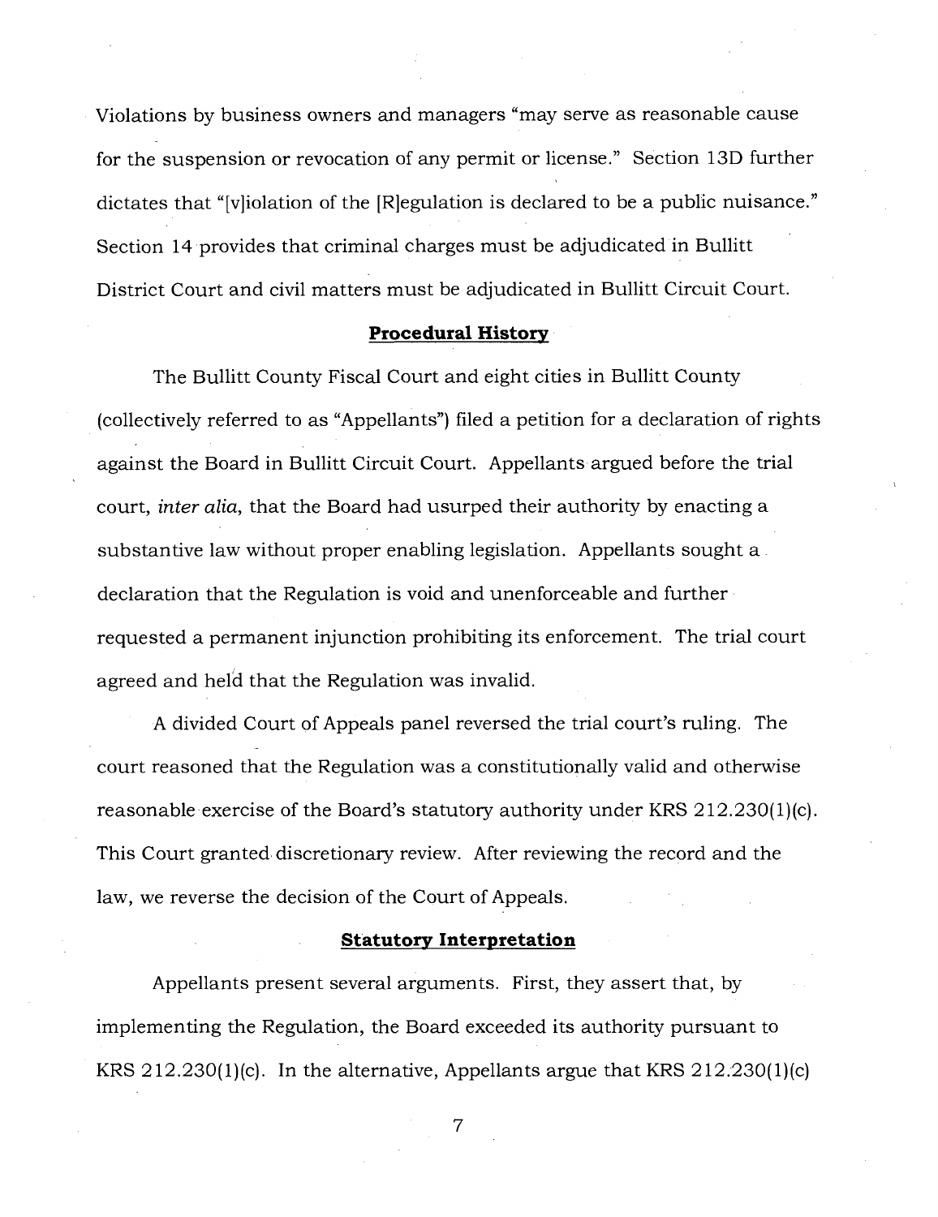Violations by business owners and managers "may serve as reasonable cause for the suspension or revocation of any permit or license." Section 13D further dictates that "[v]iolation of the [R]egulation is declared to be a public nuisance." Section 14 provides that criminal charges must be adjudicated in Bullitt District Court and civil matters must be adjudicated in Bullitt Circuit Court.

## Procedural History

The Bullitt County Fiscal Court and eight cities in Bullitt County (collectively referred to as "Appellants") filed a petition for a declaration of rights against the Board in Bullitt Circuit Court. Appellants argued before the trial court, *inter alia*, that the Board had usurped their authority by enacting a substantive law without proper enabling legislation. Appellants sought a declaration that the Regulation is void and unenforceable and further requested a permanent injunction prohibiting its enforcement. The trial court agreed and held that the Regulation was invalid.

A divided Court of Appeals panel reversed the trial court's ruling. The court reasoned that the Regulation was a constitutionally valid and otherwise reasonable exercise of the Board's statutory authority under KRS 212.230(1)(c). This Court granted discretionary review. After reviewing the record and the law, we reverse the decision of the Court of Appeals.

## Statutory Interpretation

Appellants present several arguments. First, they assert that, by implementing the Regulation, the Board exceeded its authority pursuant to KRS 212.230(1)(c). In the alternative, Appellants argue that KRS 212.230(1)(c)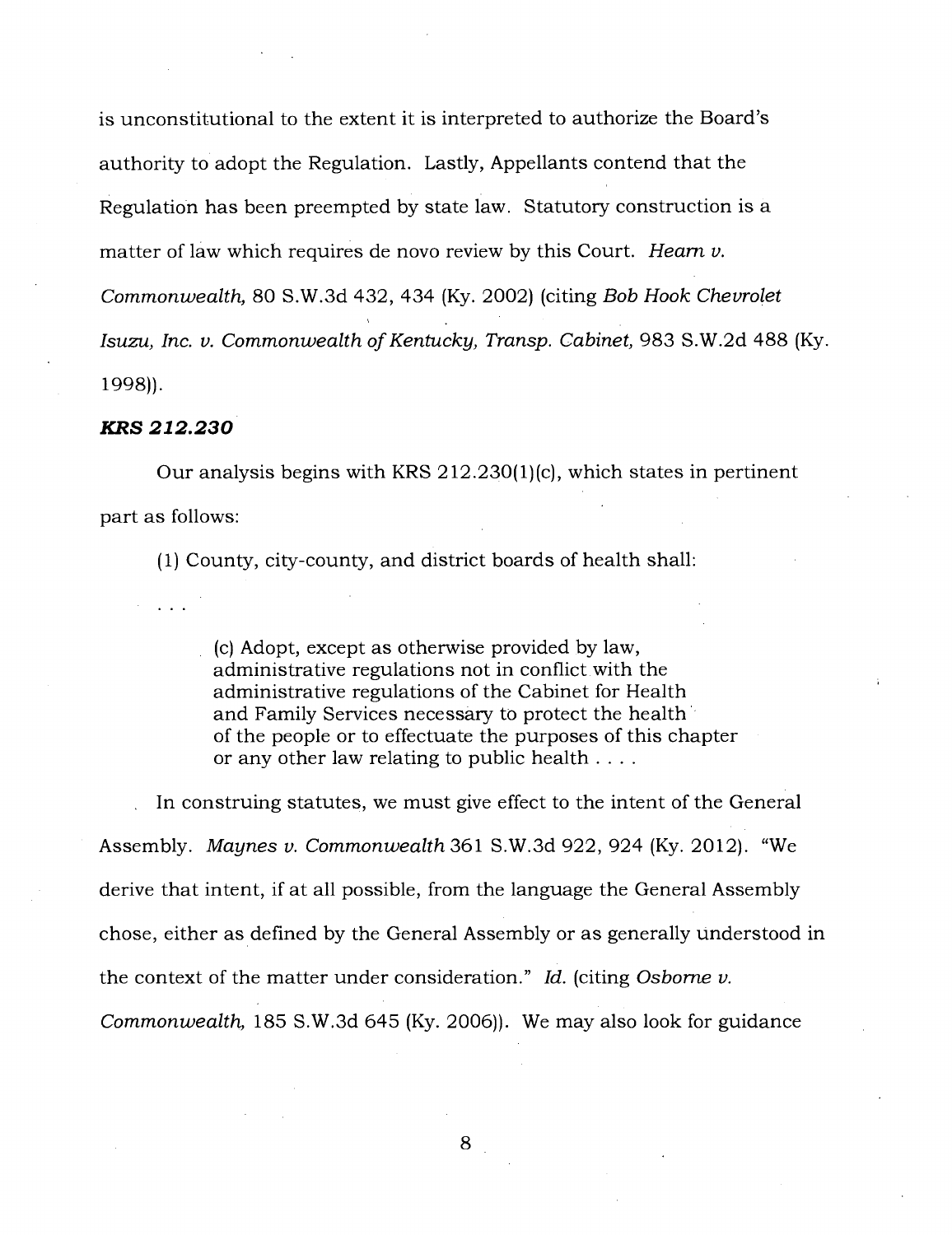is unconstitutional to the extent it is interpreted to authorize the Board's authority to adopt the Regulation. Lastly, Appellants contend that the Regulation has been preempted by state law. Statutory construction is a matter of law which requires de novo review by this Court. *Hearn v. Commonwealth,* 80 S.W.3d 432, 434 (Ky. 2002) (citing *Bob Hook Chevrolet Isuzu, Inc. v. Commonwealth of Kentucky, Transp. Cabinet,* 983 S.W.2d 488 (Ky. 1998)).

### *KRS 212.230*

Our analysis begins with KRS 212.230(1)(c), which states in pertinent part as follows:

> (1) County, city-county, and district boards of health shall:
>
> . . .
>
> > (c) Adopt, except as otherwise provided by law, administrative regulations not in conflict with the administrative regulations of the Cabinet for Health and Family Services necessary to protect the health of the people or to effectuate the purposes of this chapter or any other law relating to public health . . . .

In construing statutes, we must give effect to the intent of the General Assembly. *Maynes v. Commonwealth* 361 S.W.3d 922, 924 (Ky. 2012). "We derive that intent, if at all possible, from the language the General Assembly chose, either as defined by the General Assembly or as generally understood in the context of the matter under consideration." *Id.* (citing *Osborne v. Commonwealth,* 185 S.W.3d 645 (Ky. 2006)). We may also look for guidance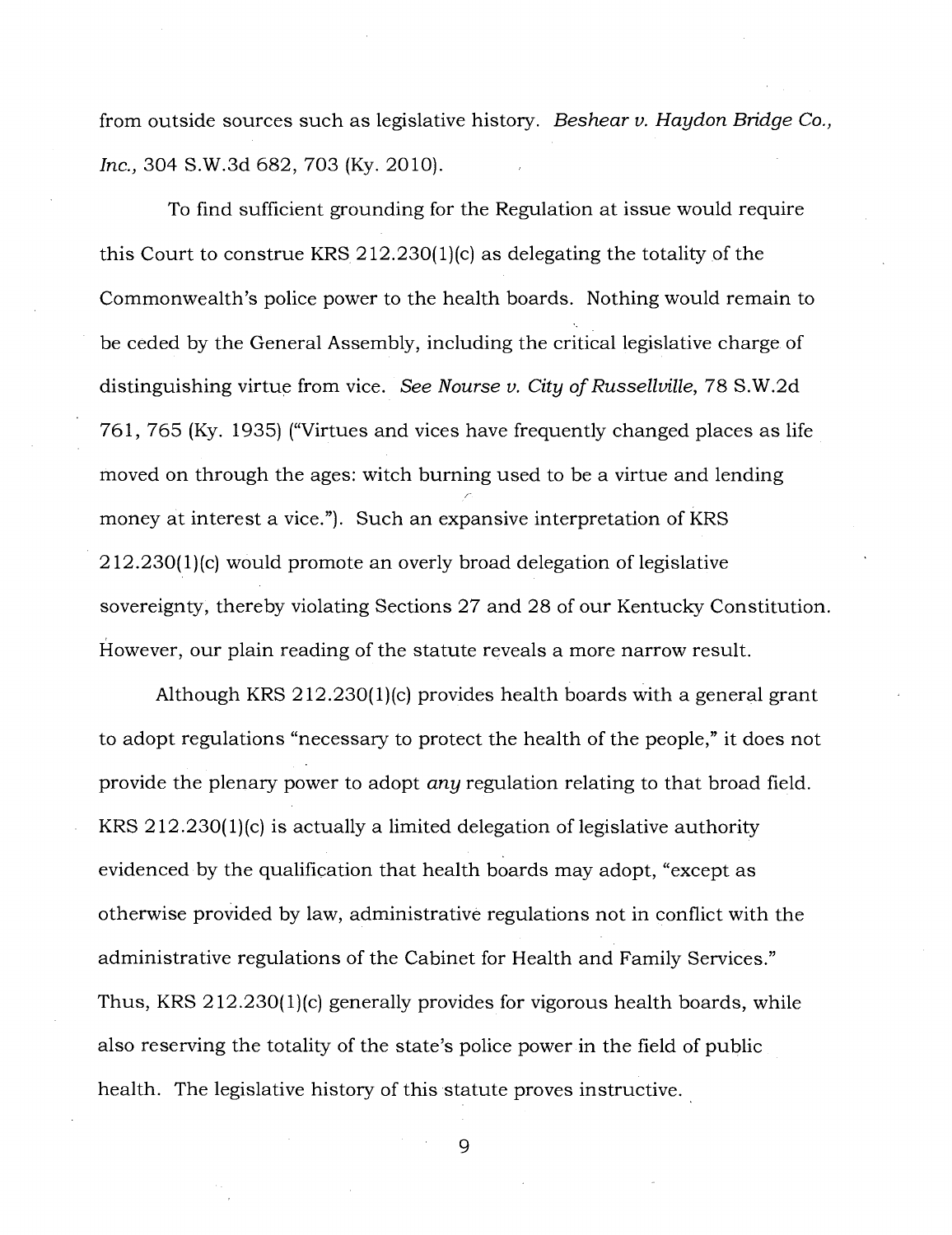from outside sources such as legislative history. *Beshear v. Haydon Bridge Co., Inc.*, 304 S.W.3d 682, 703 (Ky. 2010).

To find sufficient grounding for the Regulation at issue would require this Court to construe KRS 212.230(1)(c) as delegating the totality of the Commonwealth's police power to the health boards. Nothing would remain to be ceded by the General Assembly, including the critical legislative charge of distinguishing virtue from vice. *See Nourse v. City of Russellville*, 78 S.W.2d 761, 765 (Ky. 1935) ("Virtues and vices have frequently changed places as life moved on through the ages: witch burning used to be a virtue and lending money at interest a vice."). Such an expansive interpretation of KRS 212.230(1)(c) would promote an overly broad delegation of legislative sovereignty, thereby violating Sections 27 and 28 of our Kentucky Constitution. However, our plain reading of the statute reveals a more narrow result.

Although KRS 212.230(1)(c) provides health boards with a general grant to adopt regulations "necessary to protect the health of the people," it does not provide the plenary power to adopt *any* regulation relating to that broad field. KRS 212.230(1)(c) is actually a limited delegation of legislative authority evidenced by the qualification that health boards may adopt, "except as otherwise provided by law, administrative regulations not in conflict with the administrative regulations of the Cabinet for Health and Family Services." Thus, KRS 212.230(1)(c) generally provides for vigorous health boards, while also reserving the totality of the state's police power in the field of public health. The legislative history of this statute proves instructive.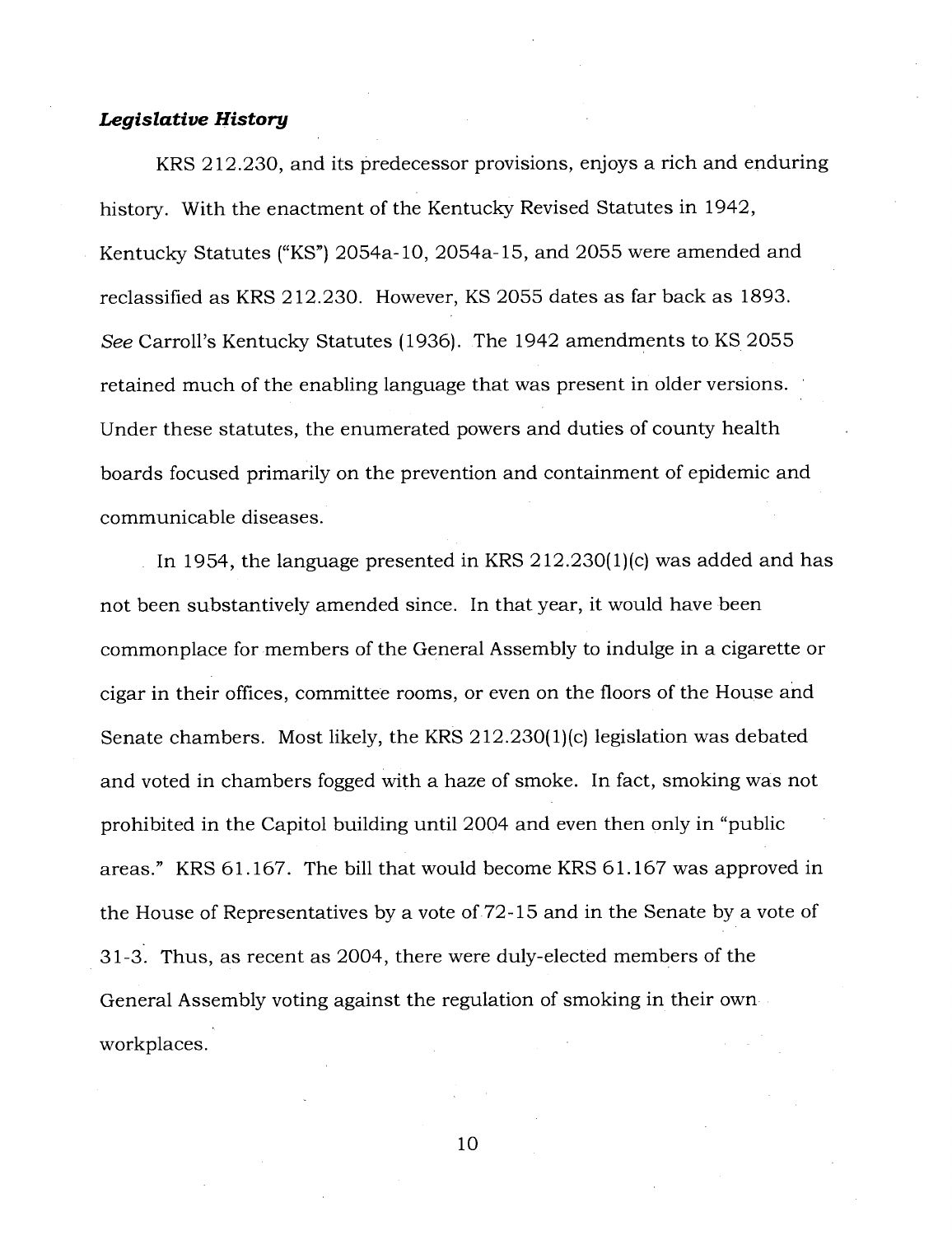***Legislative History***

KRS 212.230, and its predecessor provisions, enjoys a rich and enduring history. With the enactment of the Kentucky Revised Statutes in 1942, Kentucky Statutes ("KS") 2054a-10, 2054a-15, and 2055 were amended and reclassified as KRS 212.230. However, KS 2055 dates as far back as 1893. *See* Carroll's Kentucky Statutes (1936). The 1942 amendments to KS 2055 retained much of the enabling language that was present in older versions. Under these statutes, the enumerated powers and duties of county health boards focused primarily on the prevention and containment of epidemic and communicable diseases.

In 1954, the language presented in KRS 212.230(1)(c) was added and has not been substantively amended since. In that year, it would have been commonplace for members of the General Assembly to indulge in a cigarette or cigar in their offices, committee rooms, or even on the floors of the House and Senate chambers. Most likely, the KRS 212.230(1)(c) legislation was debated and voted in chambers fogged with a haze of smoke. In fact, smoking was not prohibited in the Capitol building until 2004 and even then only in "public areas." KRS 61.167. The bill that would become KRS 61.167 was approved in the House of Representatives by a vote of 72-15 and in the Senate by a vote of 31-3. Thus, as recent as 2004, there were duly-elected members of the General Assembly voting against the regulation of smoking in their own workplaces.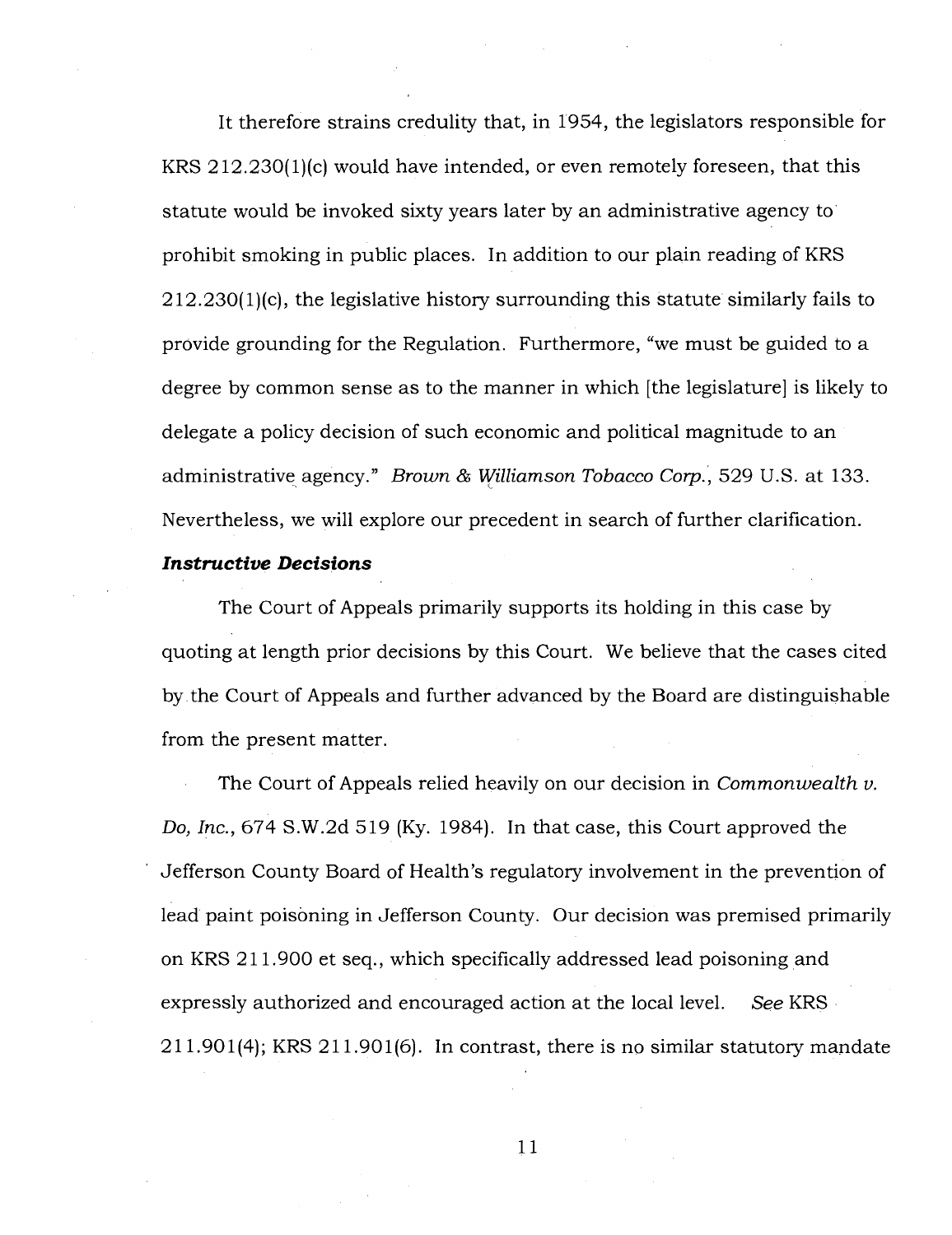It therefore strains credulity that, in 1954, the legislators responsible for KRS 212.230(1)(c) would have intended, or even remotely foreseen, that this statute would be invoked sixty years later by an administrative agency to prohibit smoking in public places. In addition to our plain reading of KRS 212.230(1)(c), the legislative history surrounding this statute similarly fails to provide grounding for the Regulation. Furthermore, "we must be guided to a degree by common sense as to the manner in which [the legislature] is likely to delegate a policy decision of such economic and political magnitude to an administrative agency." *Brown & Williamson Tobacco Corp.*, 529 U.S. at 133. Nevertheless, we will explore our precedent in search of further clarification.

***Instructive Decisions***

The Court of Appeals primarily supports its holding in this case by quoting at length prior decisions by this Court. We believe that the cases cited by the Court of Appeals and further advanced by the Board are distinguishable from the present matter.

The Court of Appeals relied heavily on our decision in *Commonwealth v. Do, Inc.*, 674 S.W.2d 519 (Ky. 1984). In that case, this Court approved the Jefferson County Board of Health's regulatory involvement in the prevention of lead paint poisoning in Jefferson County. Our decision was premised primarily on KRS 211.900 et seq., which specifically addressed lead poisoning and expressly authorized and encouraged action at the local level. *See* KRS 211.901(4); KRS 211.901(6). In contrast, there is no similar statutory mandate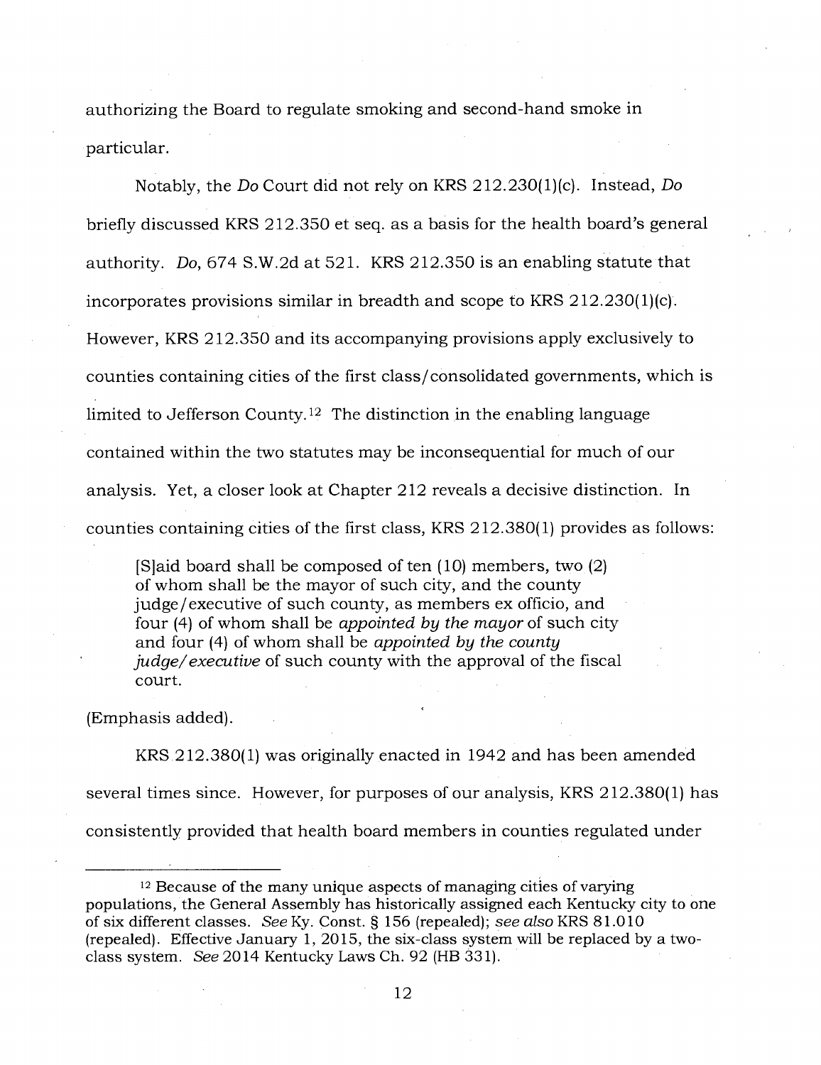authorizing the Board to regulate smoking and second-hand smoke in particular.

Notably, the *Do* Court did not rely on KRS 212.230(1)(c). Instead, *Do* briefly discussed KRS 212.350 et seq. as a basis for the health board's general authority. *Do*, 674 S.W.2d at 521. KRS 212.350 is an enabling statute that incorporates provisions similar in breadth and scope to KRS 212.230(1)(c). However, KRS 212.350 and its accompanying provisions apply exclusively to counties containing cities of the first class/consolidated governments, which is limited to Jefferson County.[12] The distinction in the enabling language contained within the two statutes may be inconsequential for much of our analysis. Yet, a closer look at Chapter 212 reveals a decisive distinction. In counties containing cities of the first class, KRS 212.380(1) provides as follows:

> [S]aid board shall be composed of ten (10) members, two (2) of whom shall be the mayor of such city, and the county judge/executive of such county, as members ex officio, and four (4) of whom shall be *appointed by the mayor* of such city and four (4) of whom shall be *appointed by the county judge/executive* of such county with the approval of the fiscal court.

(Emphasis added).

KRS 212.380(1) was originally enacted in 1942 and has been amended several times since. However, for purposes of our analysis, KRS 212.380(1) has consistently provided that health board members in counties regulated under

[12] Because of the many unique aspects of managing cities of varying populations, the General Assembly has historically assigned each Kentucky city to one of six different classes. *See* Ky. Const. § 156 (repealed); *see also* KRS 81.010 (repealed). Effective January 1, 2015, the six-class system will be replaced by a two-class system. *See* 2014 Kentucky Laws Ch. 92 (HB 331).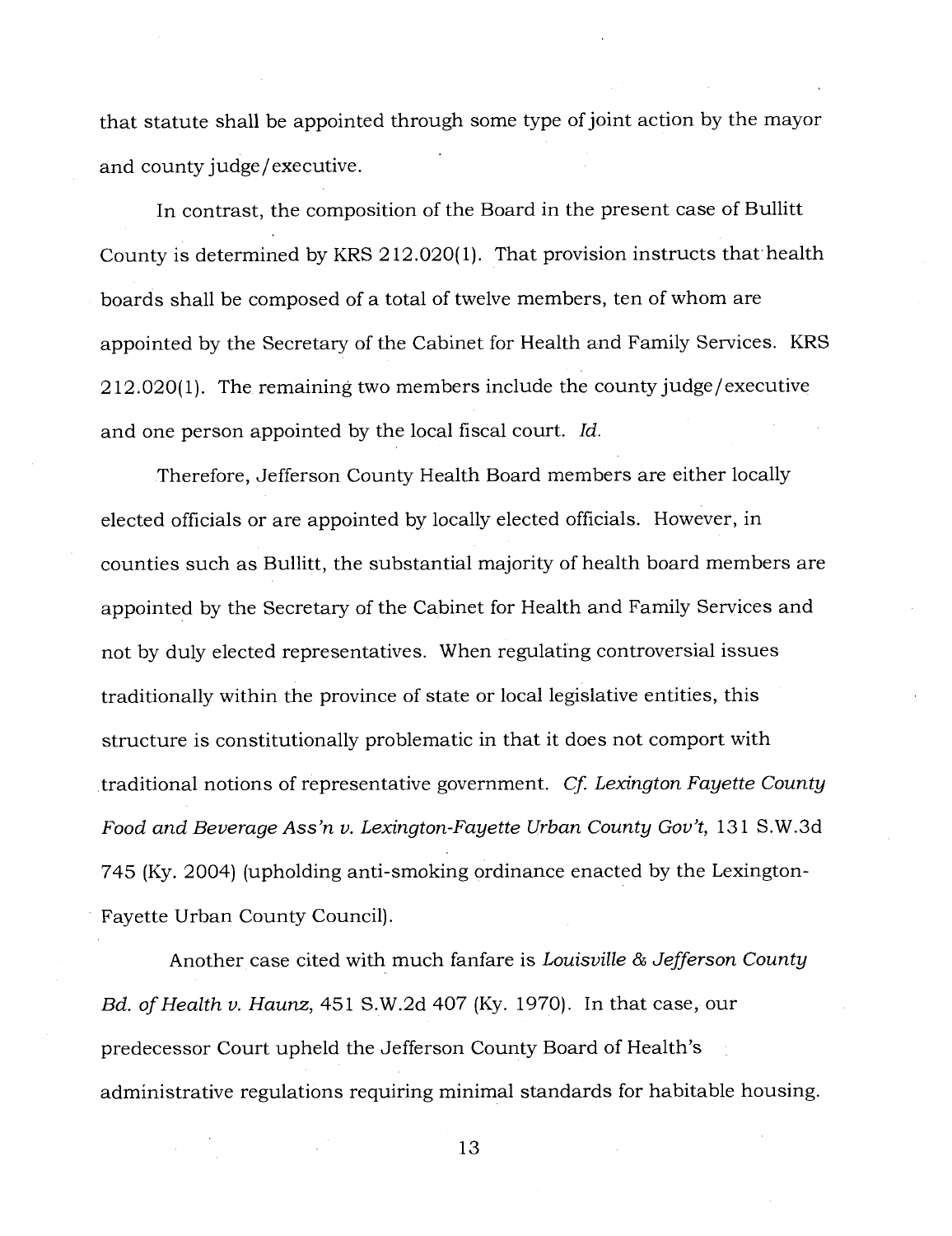that statute shall be appointed through some type of joint action by the mayor and county judge/executive.

In contrast, the composition of the Board in the present case of Bullitt County is determined by KRS 212.020(1). That provision instructs that health boards shall be composed of a total of twelve members, ten of whom are appointed by the Secretary of the Cabinet for Health and Family Services. KRS 212.020(1). The remaining two members include the county judge/executive and one person appointed by the local fiscal court. *Id.*

Therefore, Jefferson County Health Board members are either locally elected officials or are appointed by locally elected officials. However, in counties such as Bullitt, the substantial majority of health board members are appointed by the Secretary of the Cabinet for Health and Family Services and not by duly elected representatives. When regulating controversial issues traditionally within the province of state or local legislative entities, this structure is constitutionally problematic in that it does not comport with traditional notions of representative government. *Cf. Lexington Fayette County Food and Beverage Ass'n v. Lexington-Fayette Urban County Gov't*, 131 S.W.3d 745 (Ky. 2004) (upholding anti-smoking ordinance enacted by the Lexington-Fayette Urban County Council).

Another case cited with much fanfare is *Louisville & Jefferson County Bd. of Health v. Haunz*, 451 S.W.2d 407 (Ky. 1970). In that case, our predecessor Court upheld the Jefferson County Board of Health's administrative regulations requiring minimal standards for habitable housing.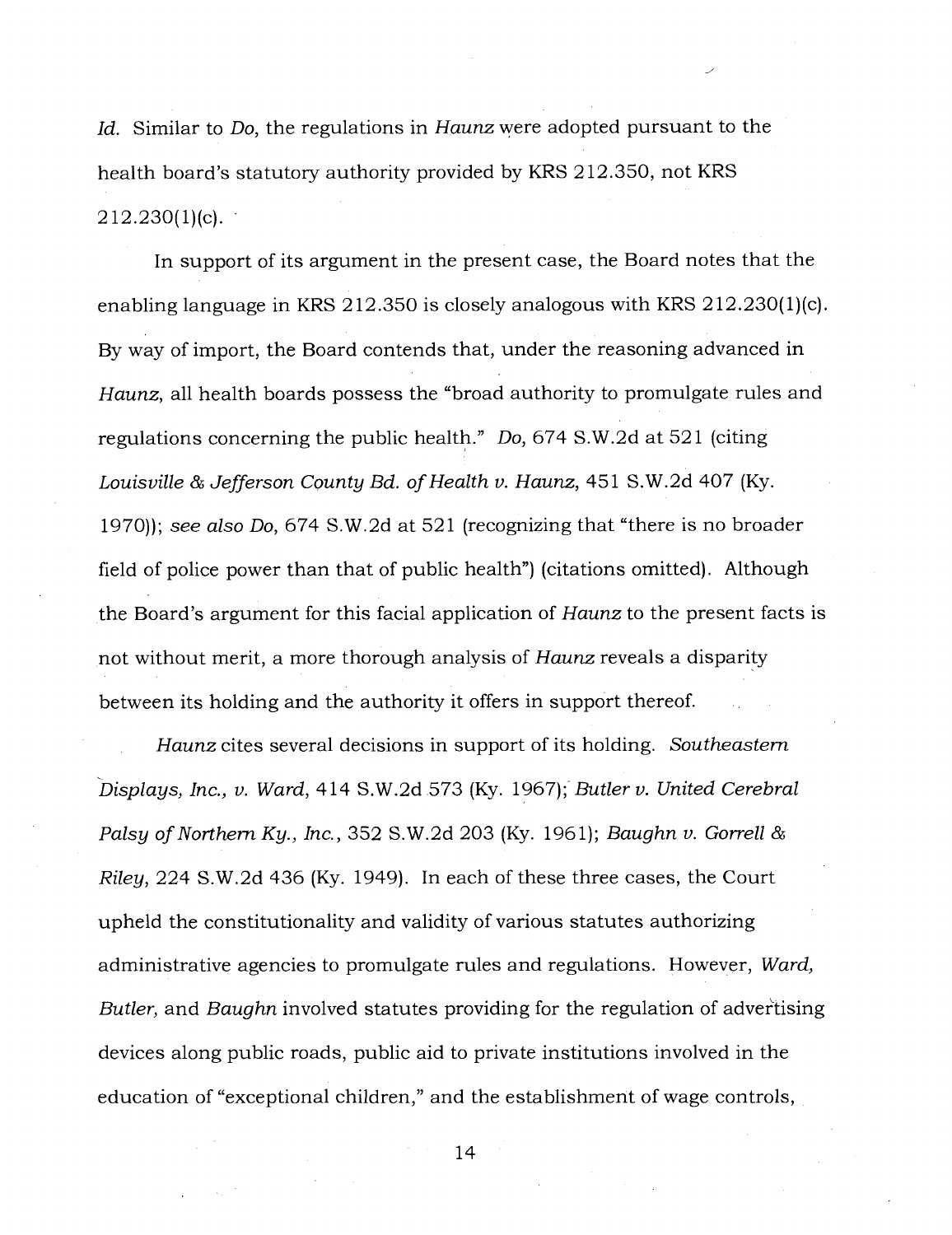*Id.* Similar to *Do*, the regulations in *Haunz* were adopted pursuant to the health board's statutory authority provided by KRS 212.350, not KRS 212.230(1)(c).

In support of its argument in the present case, the Board notes that the enabling language in KRS 212.350 is closely analogous with KRS 212.230(1)(c). By way of import, the Board contends that, under the reasoning advanced in *Haunz*, all health boards possess the "broad authority to promulgate rules and regulations concerning the public health." *Do*, 674 S.W.2d at 521 (citing *Louisville & Jefferson County Bd. of Health v. Haunz*, 451 S.W.2d 407 (Ky. 1970)); *see also Do*, 674 S.W.2d at 521 (recognizing that "there is no broader field of police power than that of public health") (citations omitted). Although the Board's argument for this facial application of *Haunz* to the present facts is not without merit, a more thorough analysis of *Haunz* reveals a disparity between its holding and the authority it offers in support thereof.

*Haunz* cites several decisions in support of its holding. *Southeastern Displays, Inc., v. Ward*, 414 S.W.2d 573 (Ky. 1967); *Butler v. United Cerebral Palsy of Northern Ky., Inc.*, 352 S.W.2d 203 (Ky. 1961); *Baughn v. Gorrell & Riley*, 224 S.W.2d 436 (Ky. 1949). In each of these three cases, the Court upheld the constitutionality and validity of various statutes authorizing administrative agencies to promulgate rules and regulations. However, *Ward, Butler,* and *Baughn* involved statutes providing for the regulation of advertising devices along public roads, public aid to private institutions involved in the education of "exceptional children," and the establishment of wage controls,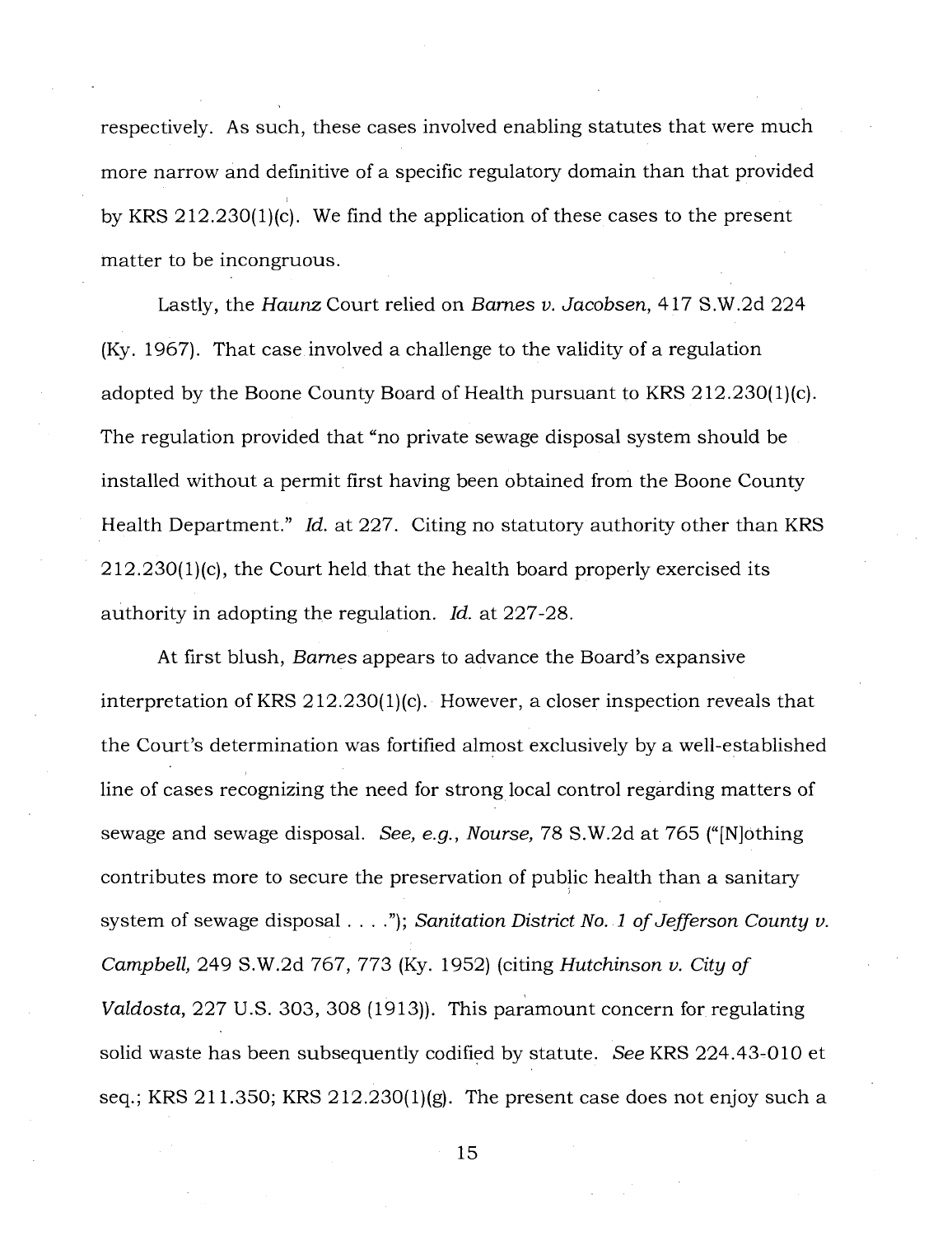respectively. As such, these cases involved enabling statutes that were much more narrow and definitive of a specific regulatory domain than that provided by KRS 212.230(1)(c). We find the application of these cases to the present matter to be incongruous.

Lastly, the *Haunz* Court relied on *Barnes v. Jacobsen*, 417 S.W.2d 224 (Ky. 1967). That case involved a challenge to the validity of a regulation adopted by the Boone County Board of Health pursuant to KRS 212.230(1)(c). The regulation provided that "no private sewage disposal system should be installed without a permit first having been obtained from the Boone County Health Department." *Id.* at 227. Citing no statutory authority other than KRS 212.230(1)(c), the Court held that the health board properly exercised its authority in adopting the regulation. *Id.* at 227-28.

At first blush, *Barnes* appears to advance the Board's expansive interpretation of KRS 212.230(1)(c). However, a closer inspection reveals that the Court's determination was fortified almost exclusively by a well-established line of cases recognizing the need for strong local control regarding matters of sewage and sewage disposal. *See, e.g.*, *Nourse*, 78 S.W.2d at 765 ("[N]othing contributes more to secure the preservation of public health than a sanitary system of sewage disposal . . . ."); *Sanitation District No. 1 of Jefferson County v. Campbell*, 249 S.W.2d 767, 773 (Ky. 1952) (citing *Hutchinson v. City of Valdosta*, 227 U.S. 303, 308 (1913)). This paramount concern for regulating solid waste has been subsequently codified by statute. *See* KRS 224.43-010 et seq.; KRS 211.350; KRS 212.230(1)(g). The present case does not enjoy such a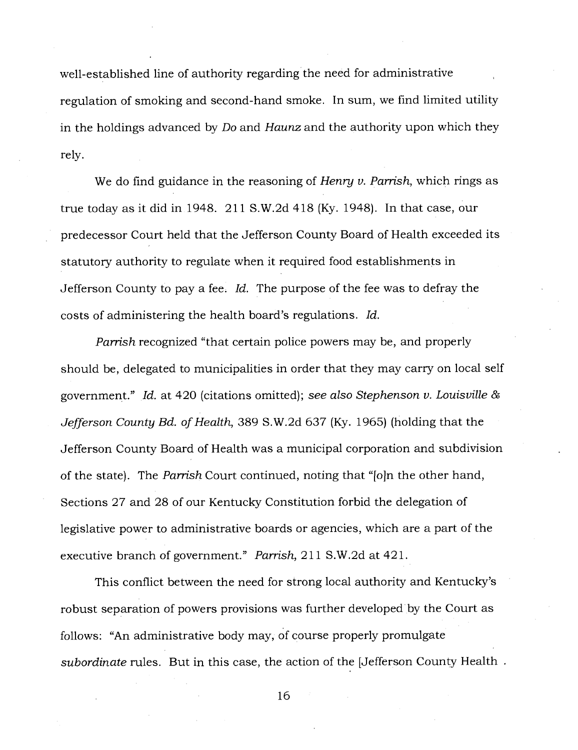well-established line of authority regarding the need for administrative regulation of smoking and second-hand smoke. In sum, we find limited utility in the holdings advanced by *Do* and *Haunz* and the authority upon which they rely.

We do find guidance in the reasoning of *Henry v. Parrish*, which rings as true today as it did in 1948. 211 S.W.2d 418 (Ky. 1948). In that case, our predecessor Court held that the Jefferson County Board of Health exceeded its statutory authority to regulate when it required food establishments in Jefferson County to pay a fee. *Id.* The purpose of the fee was to defray the costs of administering the health board's regulations. *Id.*

*Parrish* recognized "that certain police powers may be, and properly should be, delegated to municipalities in order that they may carry on local self government." *Id.* at 420 (citations omitted); *see also Stephenson v. Louisville & Jefferson County Bd. of Health*, 389 S.W.2d 637 (Ky. 1965) (holding that the Jefferson County Board of Health was a municipal corporation and subdivision of the state). The *Parrish* Court continued, noting that "[o]n the other hand, Sections 27 and 28 of our Kentucky Constitution forbid the delegation of legislative power to administrative boards or agencies, which are a part of the executive branch of government." *Parrish*, 211 S.W.2d at 421.

This conflict between the need for strong local authority and Kentucky's robust separation of powers provisions was further developed by the Court as follows: "An administrative body may, of course properly promulgate *subordinate* rules. But in this case, the action of the [Jefferson County Health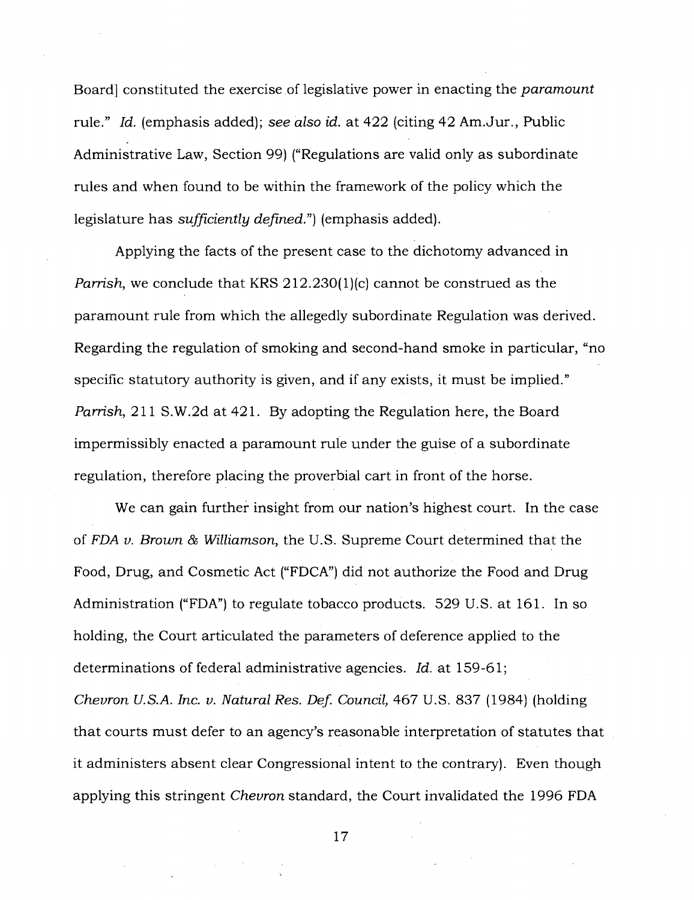Board] constituted the exercise of legislative power in enacting the *paramount* rule." *Id.* (emphasis added); *see also id.* at 422 (citing 42 Am.Jur., Public Administrative Law, Section 99) ("Regulations are valid only as subordinate rules and when found to be within the framework of the policy which the legislature has *sufficiently defined.*") (emphasis added).

Applying the facts of the present case to the dichotomy advanced in *Parrish*, we conclude that KRS 212.230(1)(c) cannot be construed as the paramount rule from which the allegedly subordinate Regulation was derived. Regarding the regulation of smoking and second-hand smoke in particular, "no specific statutory authority is given, and if any exists, it must be implied." *Parrish*, 211 S.W.2d at 421. By adopting the Regulation here, the Board impermissibly enacted a paramount rule under the guise of a subordinate regulation, therefore placing the proverbial cart in front of the horse.

We can gain further insight from our nation's highest court. In the case of *FDA v. Brown & Williamson*, the U.S. Supreme Court determined that the Food, Drug, and Cosmetic Act ("FDCA") did not authorize the Food and Drug Administration ("FDA") to regulate tobacco products. 529 U.S. at 161. In so holding, the Court articulated the parameters of deference applied to the determinations of federal administrative agencies. *Id.* at 159-61; *Chevron U.S.A. Inc. v. Natural Res. Def. Council*, 467 U.S. 837 (1984) (holding that courts must defer to an agency's reasonable interpretation of statutes that it administers absent clear Congressional intent to the contrary). Even though applying this stringent *Chevron* standard, the Court invalidated the 1996 FDA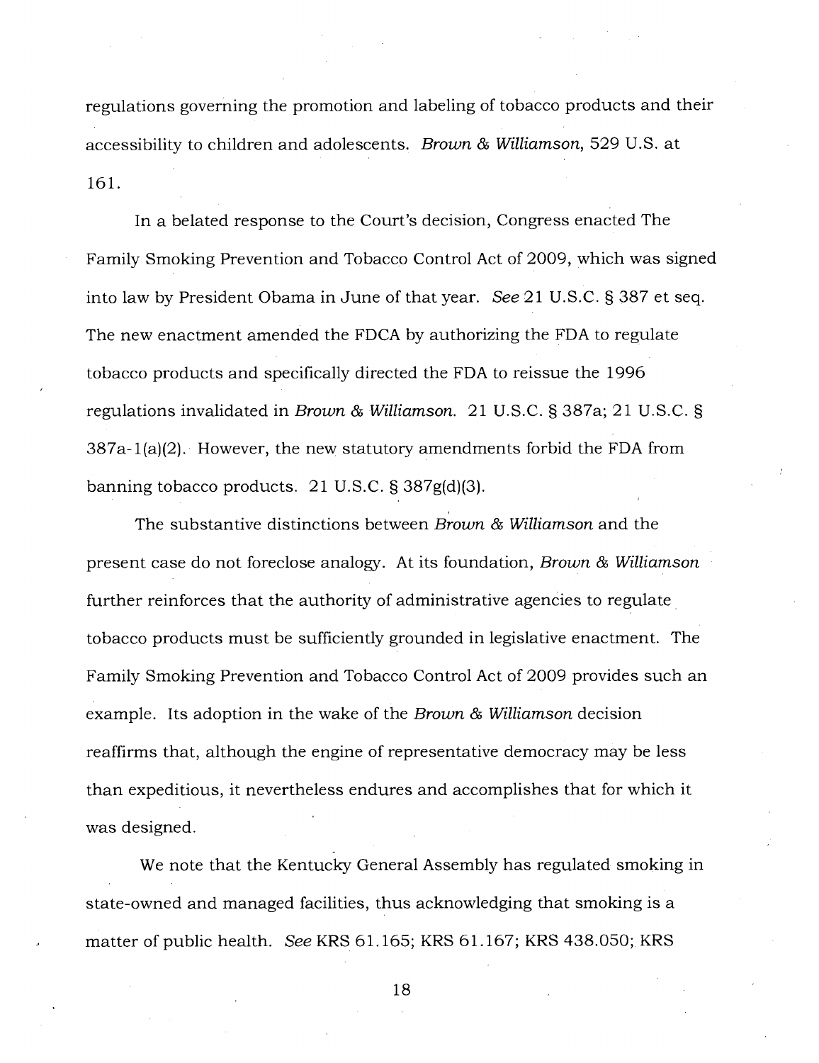regulations governing the promotion and labeling of tobacco products and their accessibility to children and adolescents. *Brown & Williamson*, 529 U.S. at 161.

In a belated response to the Court's decision, Congress enacted The Family Smoking Prevention and Tobacco Control Act of 2009, which was signed into law by President Obama in June of that year. *See* 21 U.S.C. § 387 et seq. The new enactment amended the FDCA by authorizing the FDA to regulate tobacco products and specifically directed the FDA to reissue the 1996 regulations invalidated in *Brown & Williamson*. 21 U.S.C. § 387a; 21 U.S.C. § 387a-1(a)(2). However, the new statutory amendments forbid the FDA from banning tobacco products. 21 U.S.C. § 387g(d)(3).

The substantive distinctions between *Brown & Williamson* and the present case do not foreclose analogy. At its foundation, *Brown & Williamson* further reinforces that the authority of administrative agencies to regulate tobacco products must be sufficiently grounded in legislative enactment. The Family Smoking Prevention and Tobacco Control Act of 2009 provides such an example. Its adoption in the wake of the *Brown & Williamson* decision reaffirms that, although the engine of representative democracy may be less than expeditious, it nevertheless endures and accomplishes that for which it was designed.

We note that the Kentucky General Assembly has regulated smoking in state-owned and managed facilities, thus acknowledging that smoking is a matter of public health. *See* KRS 61.165; KRS 61.167; KRS 438.050; KRS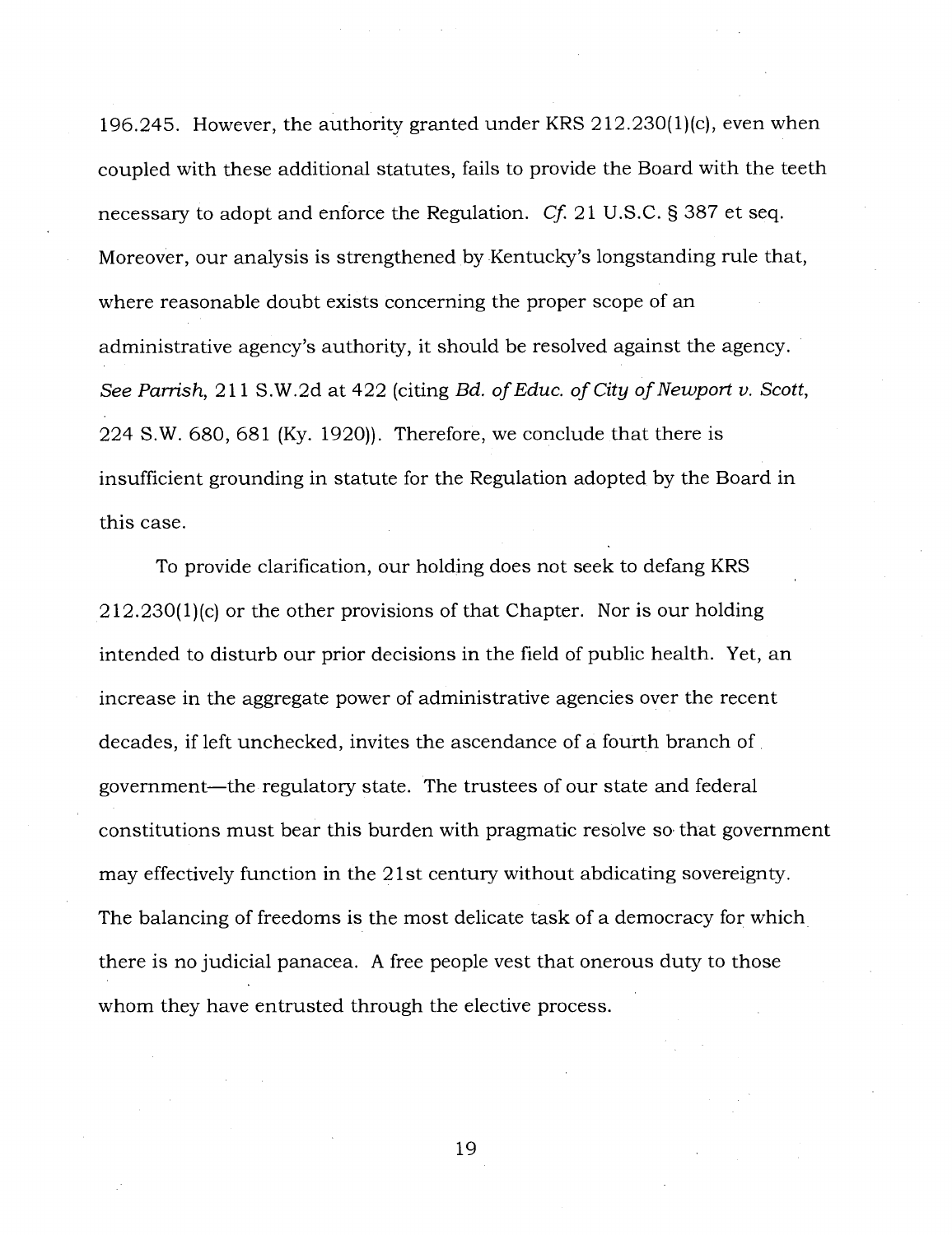196.245. However, the authority granted under KRS 212.230(1)(c), even when coupled with these additional statutes, fails to provide the Board with the teeth necessary to adopt and enforce the Regulation. *Cf.* 21 U.S.C. § 387 et seq. Moreover, our analysis is strengthened by Kentucky's longstanding rule that, where reasonable doubt exists concerning the proper scope of an administrative agency's authority, it should be resolved against the agency. *See Parrish*, 211 S.W.2d at 422 (citing *Bd. of Educ. of City of Newport v. Scott*, 224 S.W. 680, 681 (Ky. 1920)). Therefore, we conclude that there is insufficient grounding in statute for the Regulation adopted by the Board in this case.

To provide clarification, our holding does not seek to defang KRS 212.230(1)(c) or the other provisions of that Chapter. Nor is our holding intended to disturb our prior decisions in the field of public health. Yet, an increase in the aggregate power of administrative agencies over the recent decades, if left unchecked, invites the ascendance of a fourth branch of government—the regulatory state. The trustees of our state and federal constitutions must bear this burden with pragmatic resolve so that government may effectively function in the 21st century without abdicating sovereignty. The balancing of freedoms is the most delicate task of a democracy for which there is no judicial panacea. A free people vest that onerous duty to those whom they have entrusted through the elective process.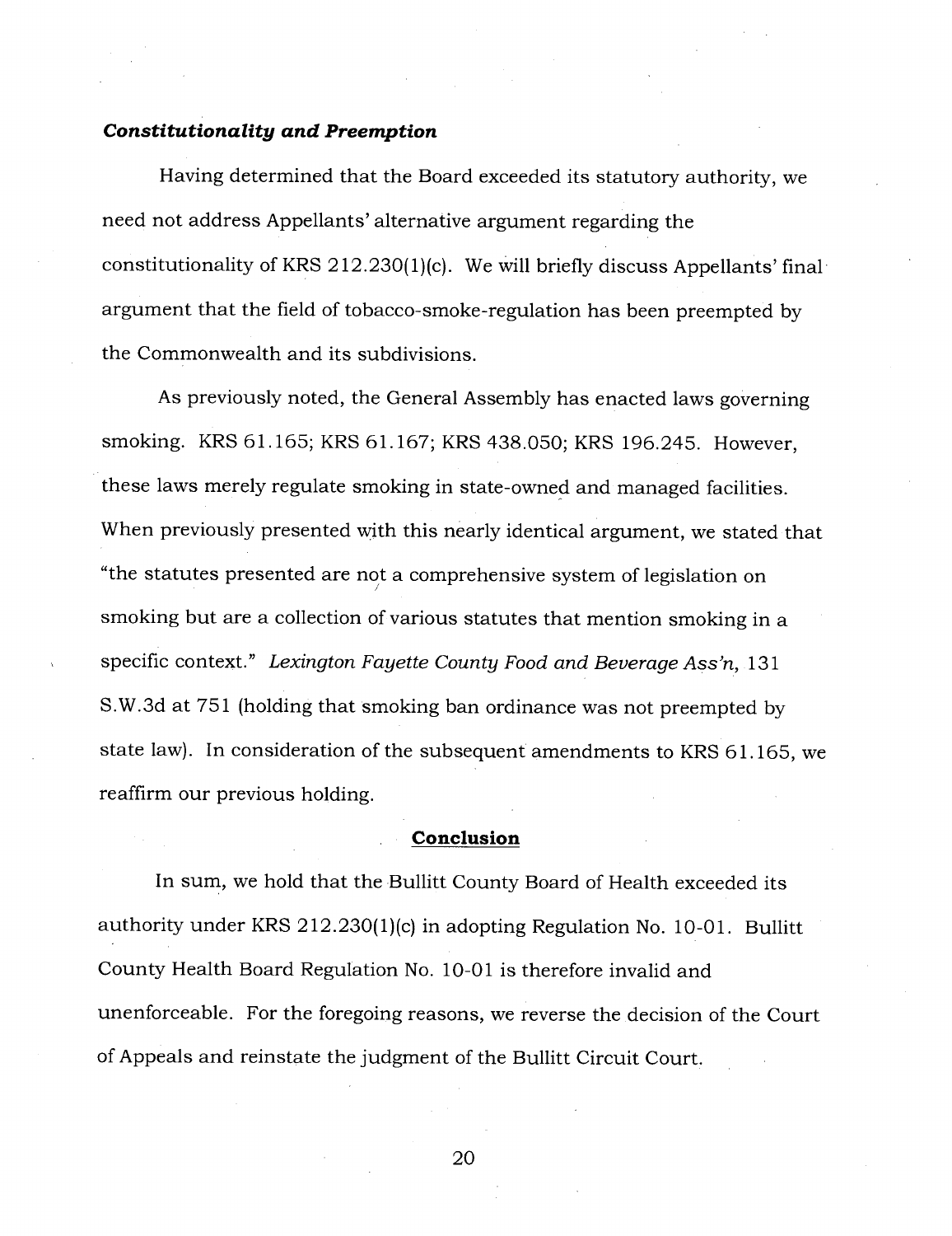### ***Constitutionality and Preemption***

Having determined that the Board exceeded its statutory authority, we need not address Appellants' alternative argument regarding the constitutionality of KRS 212.230(1)(c). We will briefly discuss Appellants' final argument that the field of tobacco-smoke-regulation has been preempted by the Commonwealth and its subdivisions.

As previously noted, the General Assembly has enacted laws governing smoking. KRS 61.165; KRS 61.167; KRS 438.050; KRS 196.245. However, these laws merely regulate smoking in state-owned and managed facilities. When previously presented with this nearly identical argument, we stated that "the statutes presented are not a comprehensive system of legislation on smoking but are a collection of various statutes that mention smoking in a specific context." *Lexington Fayette County Food and Beverage Ass'n*, 131 S.W.3d at 751 (holding that smoking ban ordinance was not preempted by state law). In consideration of the subsequent amendments to KRS 61.165, we reaffirm our previous holding.

## **Conclusion**

In sum, we hold that the Bullitt County Board of Health exceeded its authority under KRS 212.230(1)(c) in adopting Regulation No. 10-01. Bullitt County Health Board Regulation No. 10-01 is therefore invalid and unenforceable. For the foregoing reasons, we reverse the decision of the Court of Appeals and reinstate the judgment of the Bullitt Circuit Court.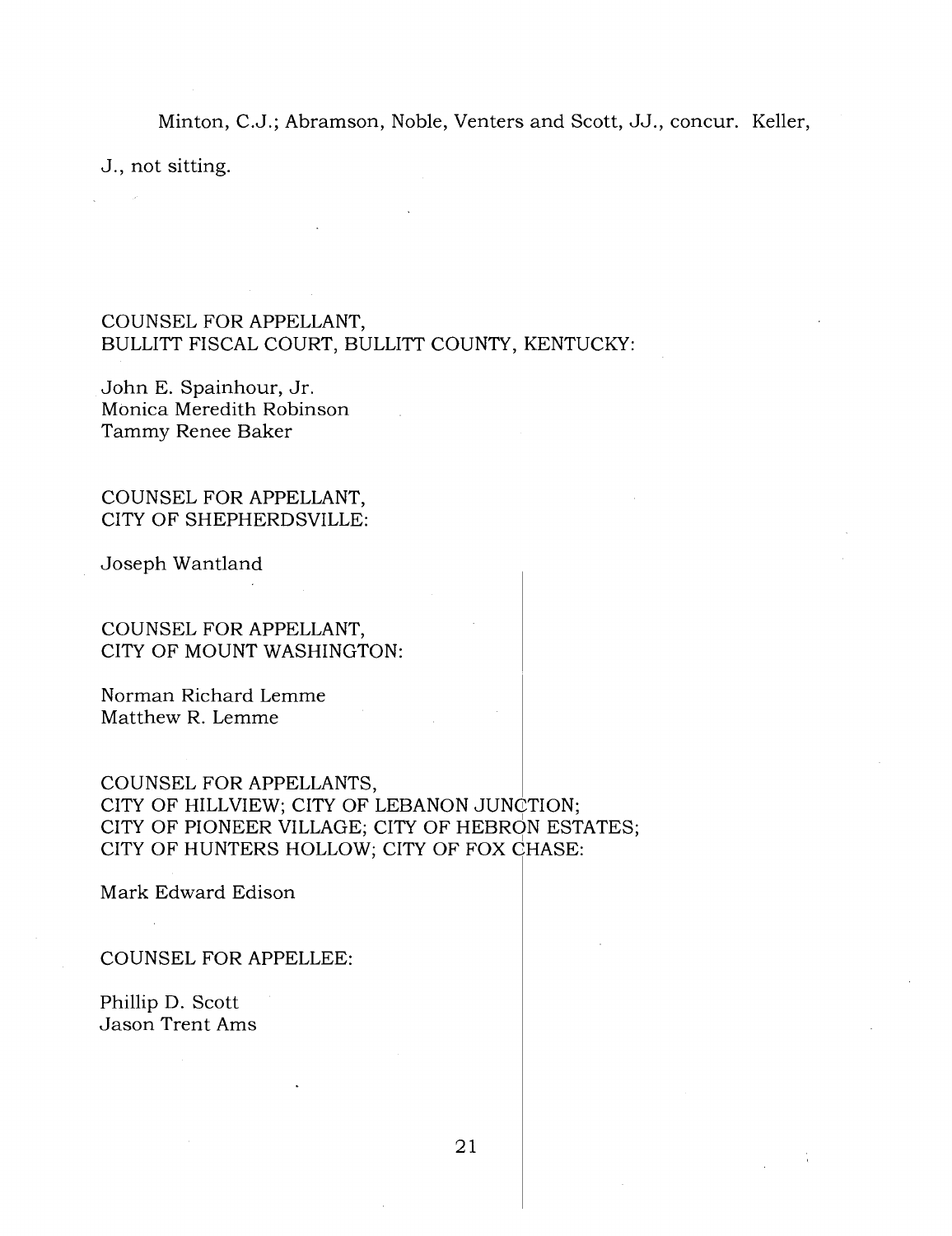Minton, C.J.; Abramson, Noble, Venters and Scott, JJ., concur. Keller, J., not sitting.

COUNSEL FOR APPELLANT,
BULLITT FISCAL COURT, BULLITT COUNTY, KENTUCKY:

John E. Spainhour, Jr.
Monica Meredith Robinson
Tammy Renee Baker

COUNSEL FOR APPELLANT,
CITY OF SHEPHERDSVILLE:

Joseph Wantland

COUNSEL FOR APPELLANT,
CITY OF MOUNT WASHINGTON:

Norman Richard Lemme
Matthew R. Lemme

COUNSEL FOR APPELLANTS,
CITY OF HILLVIEW; CITY OF LEBANON JUNCTION;
CITY OF PIONEER VILLAGE; CITY OF HEBRON ESTATES;
CITY OF HUNTERS HOLLOW; CITY OF FOX CHASE:

Mark Edward Edison

COUNSEL FOR APPELLEE:

Phillip D. Scott
Jason Trent Ams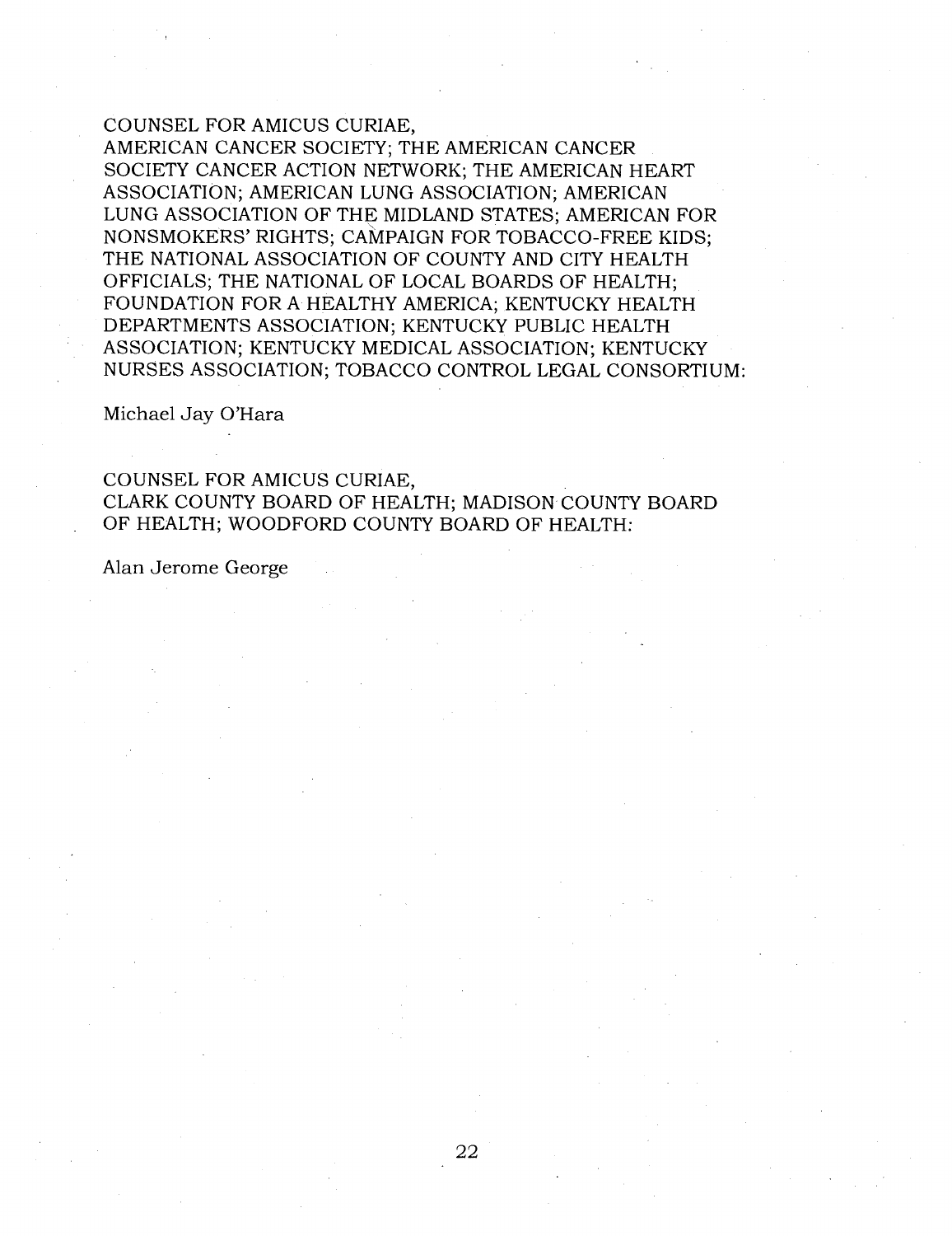COUNSEL FOR AMICUS CURIAE,
AMERICAN CANCER SOCIETY; THE AMERICAN CANCER SOCIETY CANCER ACTION NETWORK; THE AMERICAN HEART ASSOCIATION; AMERICAN LUNG ASSOCIATION; AMERICAN LUNG ASSOCIATION OF THE MIDLAND STATES; AMERICAN FOR NONSMOKERS' RIGHTS; CAMPAIGN FOR TOBACCO-FREE KIDS; THE NATIONAL ASSOCIATION OF COUNTY AND CITY HEALTH OFFICIALS; THE NATIONAL OF LOCAL BOARDS OF HEALTH; FOUNDATION FOR A HEALTHY AMERICA; KENTUCKY HEALTH DEPARTMENTS ASSOCIATION; KENTUCKY PUBLIC HEALTH ASSOCIATION; KENTUCKY MEDICAL ASSOCIATION; KENTUCKY NURSES ASSOCIATION; TOBACCO CONTROL LEGAL CONSORTIUM:

Michael Jay O'Hara

COUNSEL FOR AMICUS CURIAE,
CLARK COUNTY BOARD OF HEALTH; MADISON COUNTY BOARD OF HEALTH; WOODFORD COUNTY BOARD OF HEALTH:

Alan Jerome George